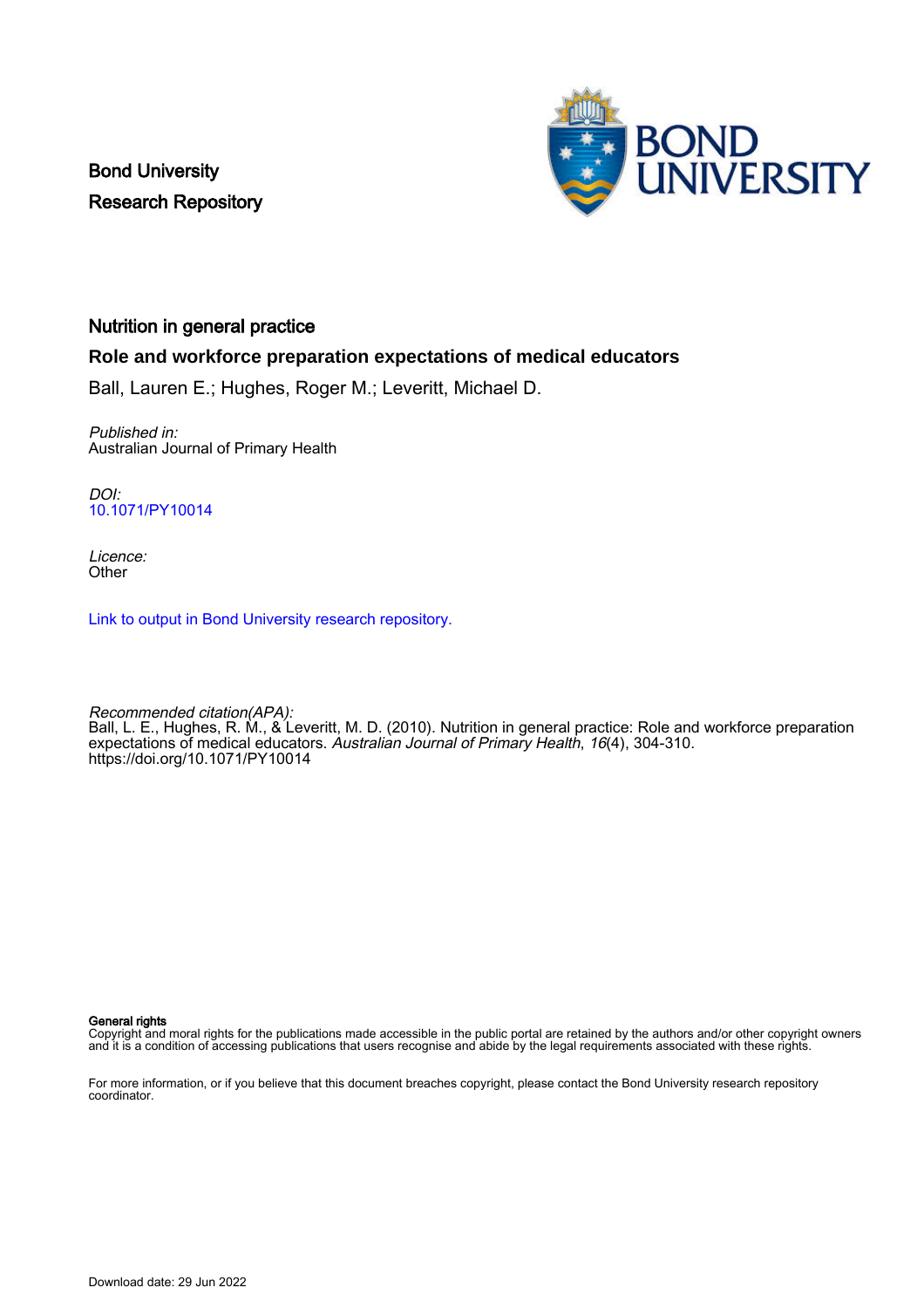Bond University
Research Repository

# Nutrition in general practice

## Role and workforce preparation expectations of medical educators

Ball, Lauren E.; Hughes, Roger M.; Leveritt, Michael D.

*Published in:*
Australian Journal of Primary Health

*DOI:*
10.1071/PY10014

*Licence:*
Other

Link to output in Bond University research repository.

*Recommended citation(APA):*
Ball, L. E., Hughes, R. M., & Leveritt, M. D. (2010). Nutrition in general practice: Role and workforce preparation expectations of medical educators. *Australian Journal of Primary Health*, *16*(4), 304-310. https://doi.org/10.1071/PY10014

**General rights**
Copyright and moral rights for the publications made accessible in the public portal are retained by the authors and/or other copyright owners and it is a condition of accessing publications that users recognise and abide by the legal requirements associated with these rights.

For more information, or if you believe that this document breaches copyright, please contact the Bond University research repository coordinator.

Download date: 29 Jun 2022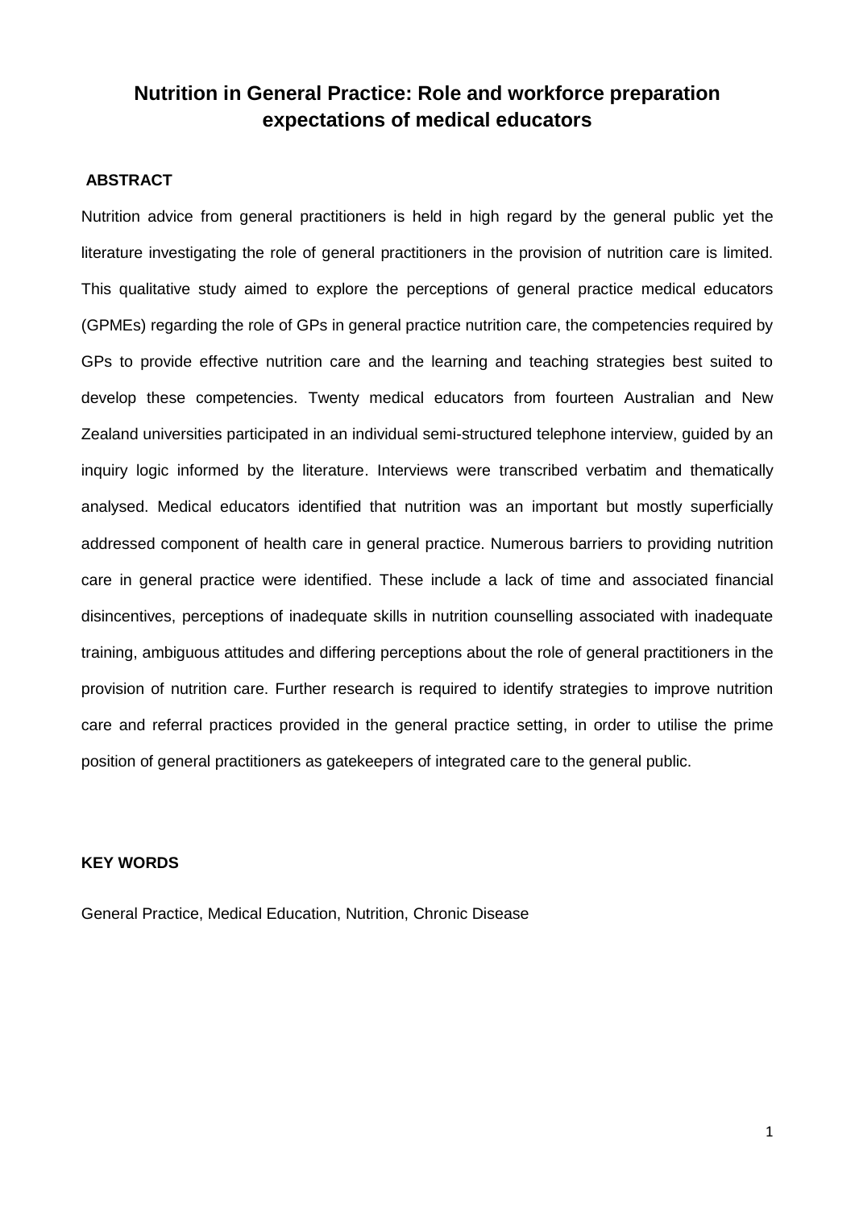# Nutrition in General Practice: Role and workforce preparation expectations of medical educators

## ABSTRACT

Nutrition advice from general practitioners is held in high regard by the general public yet the literature investigating the role of general practitioners in the provision of nutrition care is limited. This qualitative study aimed to explore the perceptions of general practice medical educators (GPMEs) regarding the role of GPs in general practice nutrition care, the competencies required by GPs to provide effective nutrition care and the learning and teaching strategies best suited to develop these competencies. Twenty medical educators from fourteen Australian and New Zealand universities participated in an individual semi-structured telephone interview, guided by an inquiry logic informed by the literature. Interviews were transcribed verbatim and thematically analysed. Medical educators identified that nutrition was an important but mostly superficially addressed component of health care in general practice. Numerous barriers to providing nutrition care in general practice were identified. These include a lack of time and associated financial disincentives, perceptions of inadequate skills in nutrition counselling associated with inadequate training, ambiguous attitudes and differing perceptions about the role of general practitioners in the provision of nutrition care. Further research is required to identify strategies to improve nutrition care and referral practices provided in the general practice setting, in order to utilise the prime position of general practitioners as gatekeepers of integrated care to the general public.

## KEY WORDS

General Practice, Medical Education, Nutrition, Chronic Disease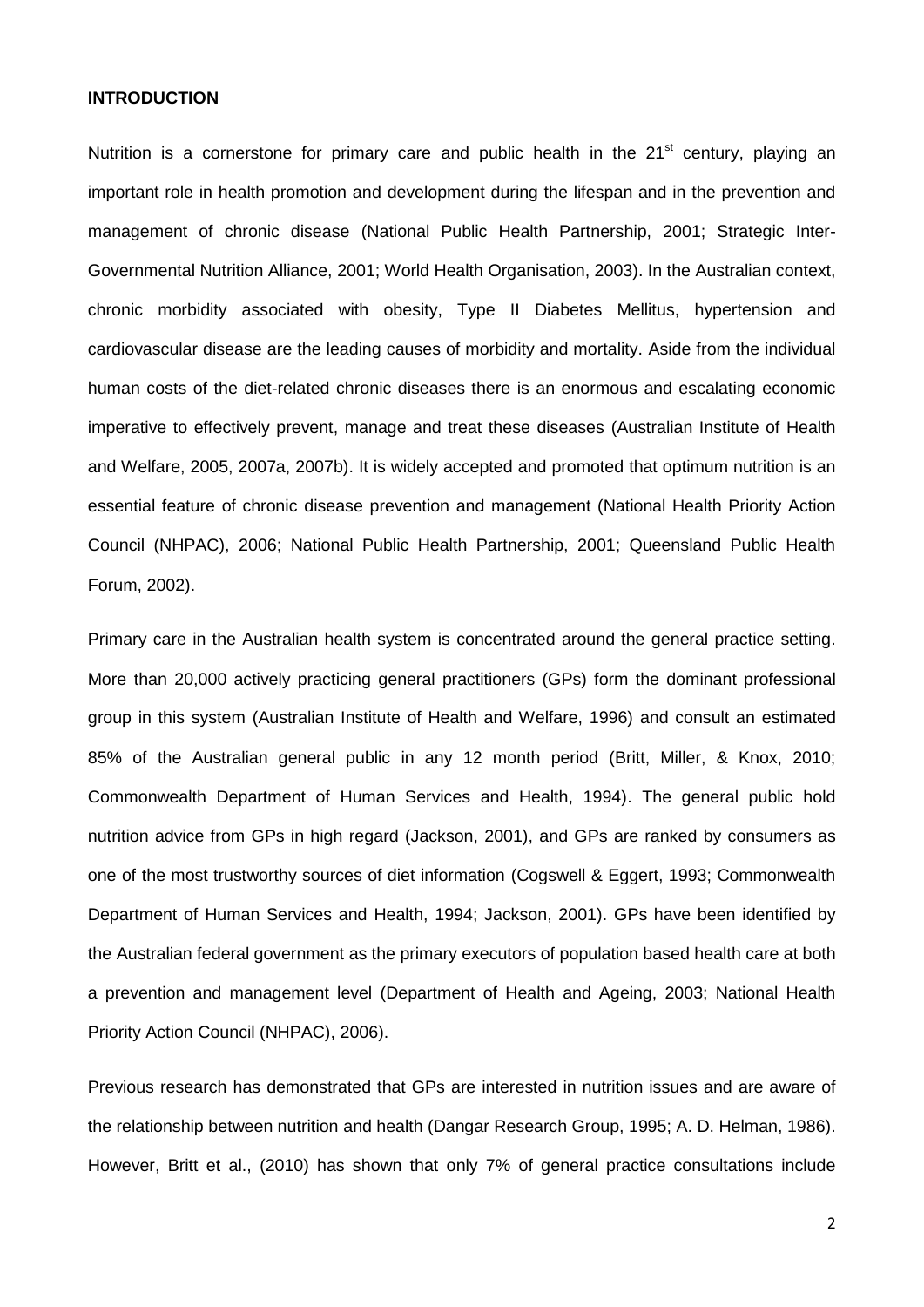**INTRODUCTION**

Nutrition is a cornerstone for primary care and public health in the 21$^{st}$ century, playing an important role in health promotion and development during the lifespan and in the prevention and management of chronic disease (National Public Health Partnership, 2001; Strategic Inter-Governmental Nutrition Alliance, 2001; World Health Organisation, 2003). In the Australian context, chronic morbidity associated with obesity, Type II Diabetes Mellitus, hypertension and cardiovascular disease are the leading causes of morbidity and mortality. Aside from the individual human costs of the diet-related chronic diseases there is an enormous and escalating economic imperative to effectively prevent, manage and treat these diseases (Australian Institute of Health and Welfare, 2005, 2007a, 2007b). It is widely accepted and promoted that optimum nutrition is an essential feature of chronic disease prevention and management (National Health Priority Action Council (NHPAC), 2006; National Public Health Partnership, 2001; Queensland Public Health Forum, 2002).

Primary care in the Australian health system is concentrated around the general practice setting. More than 20,000 actively practicing general practitioners (GPs) form the dominant professional group in this system (Australian Institute of Health and Welfare, 1996) and consult an estimated 85% of the Australian general public in any 12 month period (Britt, Miller, & Knox, 2010; Commonwealth Department of Human Services and Health, 1994). The general public hold nutrition advice from GPs in high regard (Jackson, 2001), and GPs are ranked by consumers as one of the most trustworthy sources of diet information (Cogswell & Eggert, 1993; Commonwealth Department of Human Services and Health, 1994; Jackson, 2001). GPs have been identified by the Australian federal government as the primary executors of population based health care at both a prevention and management level (Department of Health and Ageing, 2003; National Health Priority Action Council (NHPAC), 2006).

Previous research has demonstrated that GPs are interested in nutrition issues and are aware of the relationship between nutrition and health (Dangar Research Group, 1995; A. D. Helman, 1986). However, Britt et al., (2010) has shown that only 7% of general practice consultations include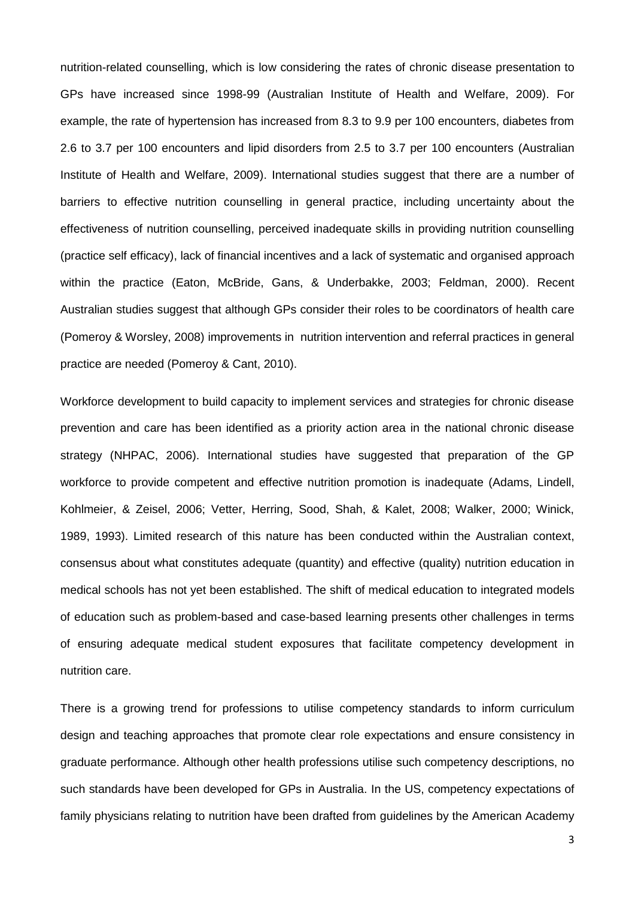nutrition-related counselling, which is low considering the rates of chronic disease presentation to GPs have increased since 1998-99 (Australian Institute of Health and Welfare, 2009). For example, the rate of hypertension has increased from 8.3 to 9.9 per 100 encounters, diabetes from 2.6 to 3.7 per 100 encounters and lipid disorders from 2.5 to 3.7 per 100 encounters (Australian Institute of Health and Welfare, 2009). International studies suggest that there are a number of barriers to effective nutrition counselling in general practice, including uncertainty about the effectiveness of nutrition counselling, perceived inadequate skills in providing nutrition counselling (practice self efficacy), lack of financial incentives and a lack of systematic and organised approach within the practice (Eaton, McBride, Gans, & Underbakke, 2003; Feldman, 2000). Recent Australian studies suggest that although GPs consider their roles to be coordinators of health care (Pomeroy & Worsley, 2008) improvements in nutrition intervention and referral practices in general practice are needed (Pomeroy & Cant, 2010).

Workforce development to build capacity to implement services and strategies for chronic disease prevention and care has been identified as a priority action area in the national chronic disease strategy (NHPAC, 2006). International studies have suggested that preparation of the GP workforce to provide competent and effective nutrition promotion is inadequate (Adams, Lindell, Kohlmeier, & Zeisel, 2006; Vetter, Herring, Sood, Shah, & Kalet, 2008; Walker, 2000; Winick, 1989, 1993). Limited research of this nature has been conducted within the Australian context, consensus about what constitutes adequate (quantity) and effective (quality) nutrition education in medical schools has not yet been established. The shift of medical education to integrated models of education such as problem-based and case-based learning presents other challenges in terms of ensuring adequate medical student exposures that facilitate competency development in nutrition care.

There is a growing trend for professions to utilise competency standards to inform curriculum design and teaching approaches that promote clear role expectations and ensure consistency in graduate performance. Although other health professions utilise such competency descriptions, no such standards have been developed for GPs in Australia. In the US, competency expectations of family physicians relating to nutrition have been drafted from guidelines by the American Academy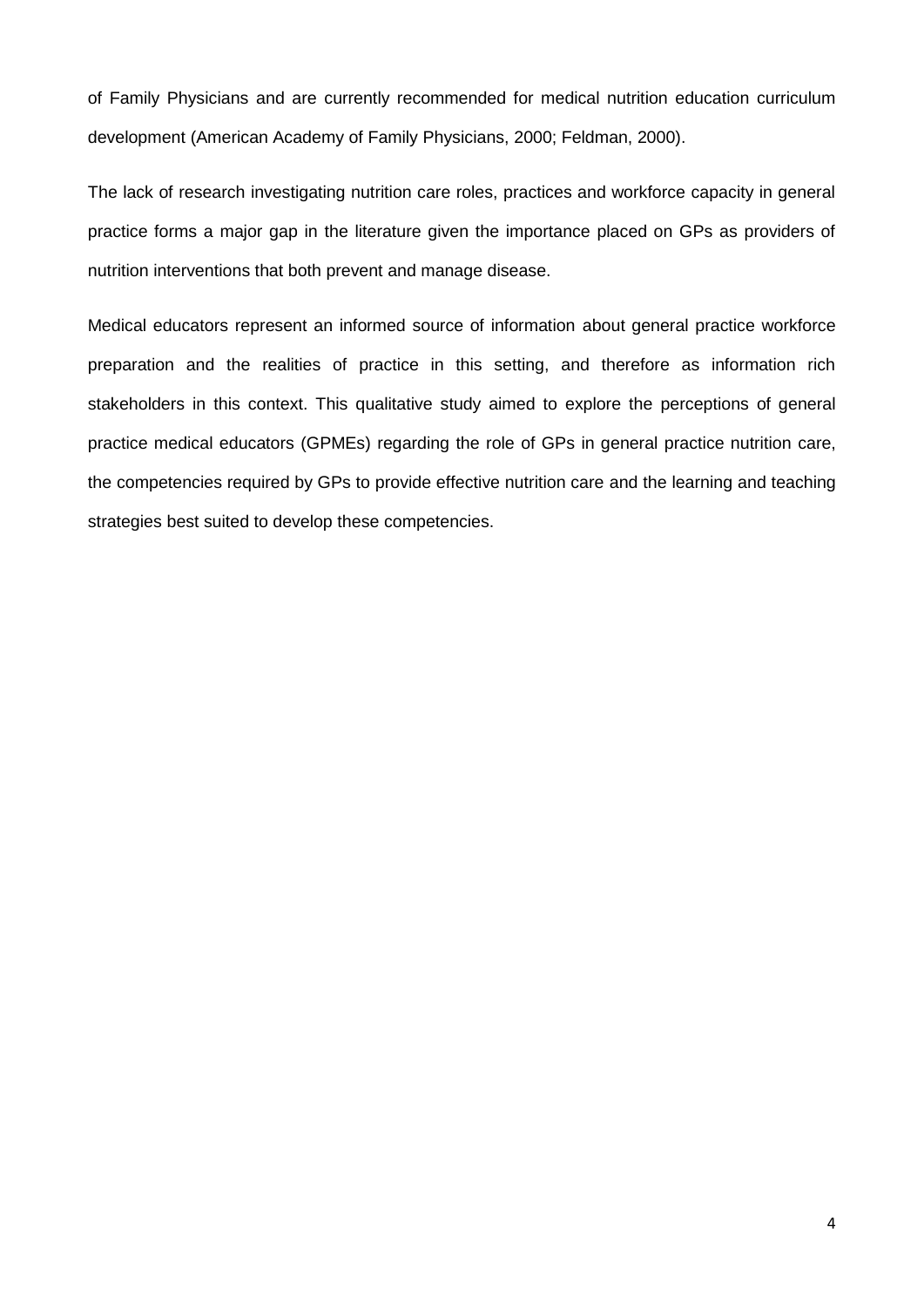of Family Physicians and are currently recommended for medical nutrition education curriculum development (American Academy of Family Physicians, 2000; Feldman, 2000).

The lack of research investigating nutrition care roles, practices and workforce capacity in general practice forms a major gap in the literature given the importance placed on GPs as providers of nutrition interventions that both prevent and manage disease.

Medical educators represent an informed source of information about general practice workforce preparation and the realities of practice in this setting, and therefore as information rich stakeholders in this context. This qualitative study aimed to explore the perceptions of general practice medical educators (GPMEs) regarding the role of GPs in general practice nutrition care, the competencies required by GPs to provide effective nutrition care and the learning and teaching strategies best suited to develop these competencies.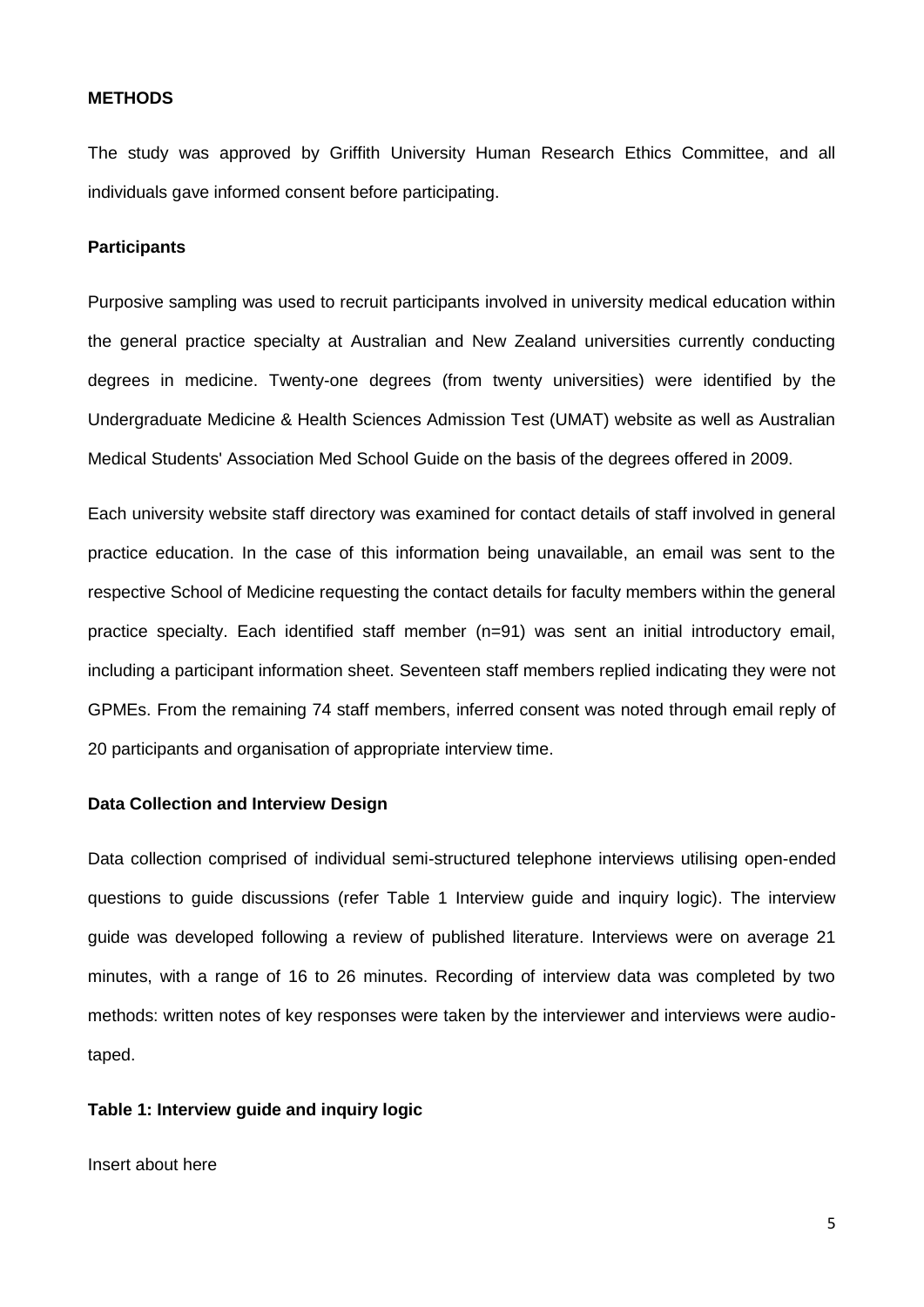## METHODS

The study was approved by Griffith University Human Research Ethics Committee, and all individuals gave informed consent before participating.

### Participants

Purposive sampling was used to recruit participants involved in university medical education within the general practice specialty at Australian and New Zealand universities currently conducting degrees in medicine. Twenty-one degrees (from twenty universities) were identified by the Undergraduate Medicine & Health Sciences Admission Test (UMAT) website as well as Australian Medical Students' Association Med School Guide on the basis of the degrees offered in 2009.

Each university website staff directory was examined for contact details of staff involved in general practice education. In the case of this information being unavailable, an email was sent to the respective School of Medicine requesting the contact details for faculty members within the general practice specialty. Each identified staff member (n=91) was sent an initial introductory email, including a participant information sheet. Seventeen staff members replied indicating they were not GPMEs. From the remaining 74 staff members, inferred consent was noted through email reply of 20 participants and organisation of appropriate interview time.

### Data Collection and Interview Design

Data collection comprised of individual semi-structured telephone interviews utilising open-ended questions to guide discussions (refer Table 1 Interview guide and inquiry logic). The interview guide was developed following a review of published literature. Interviews were on average 21 minutes, with a range of 16 to 26 minutes. Recording of interview data was completed by two methods: written notes of key responses were taken by the interviewer and interviews were audio-taped.

**Table 1: Interview guide and inquiry logic**

Insert about here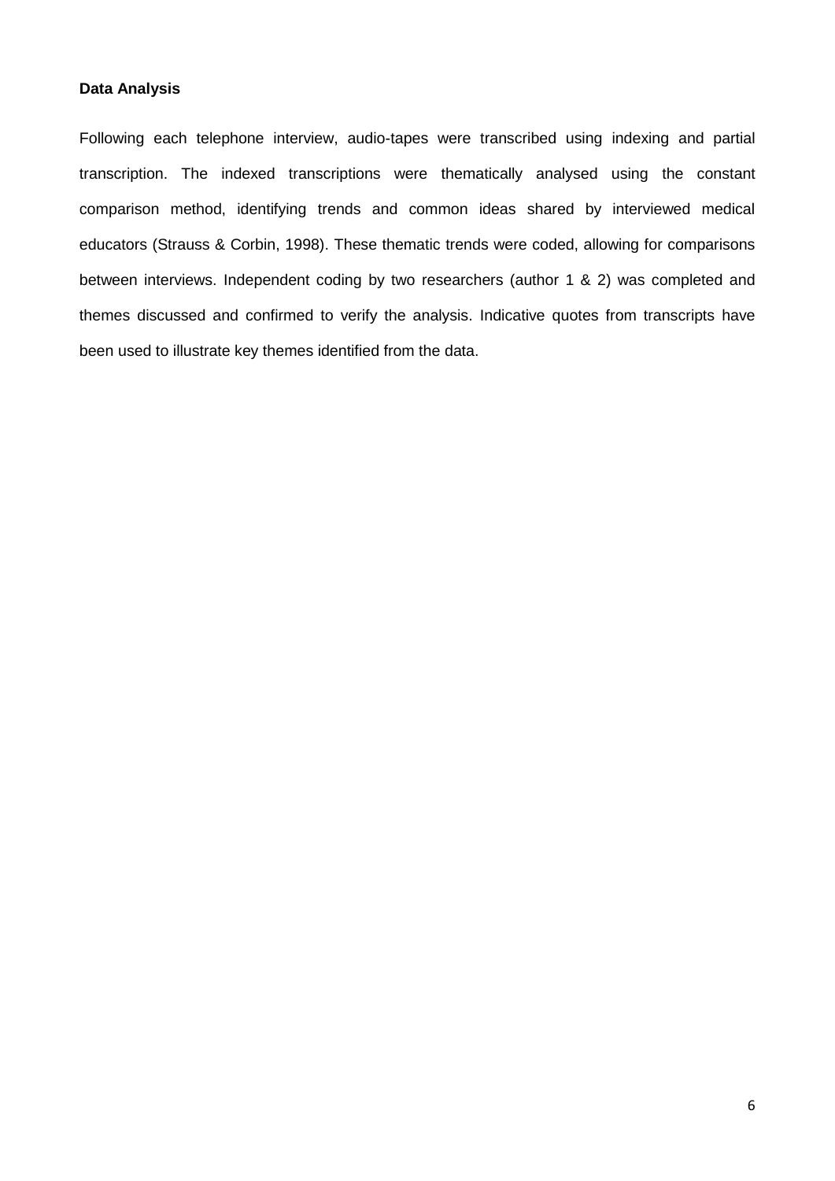**Data Analysis**

Following each telephone interview, audio-tapes were transcribed using indexing and partial transcription. The indexed transcriptions were thematically analysed using the constant comparison method, identifying trends and common ideas shared by interviewed medical educators (Strauss & Corbin, 1998). These thematic trends were coded, allowing for comparisons between interviews. Independent coding by two researchers (author 1 & 2) was completed and themes discussed and confirmed to verify the analysis. Indicative quotes from transcripts have been used to illustrate key themes identified from the data.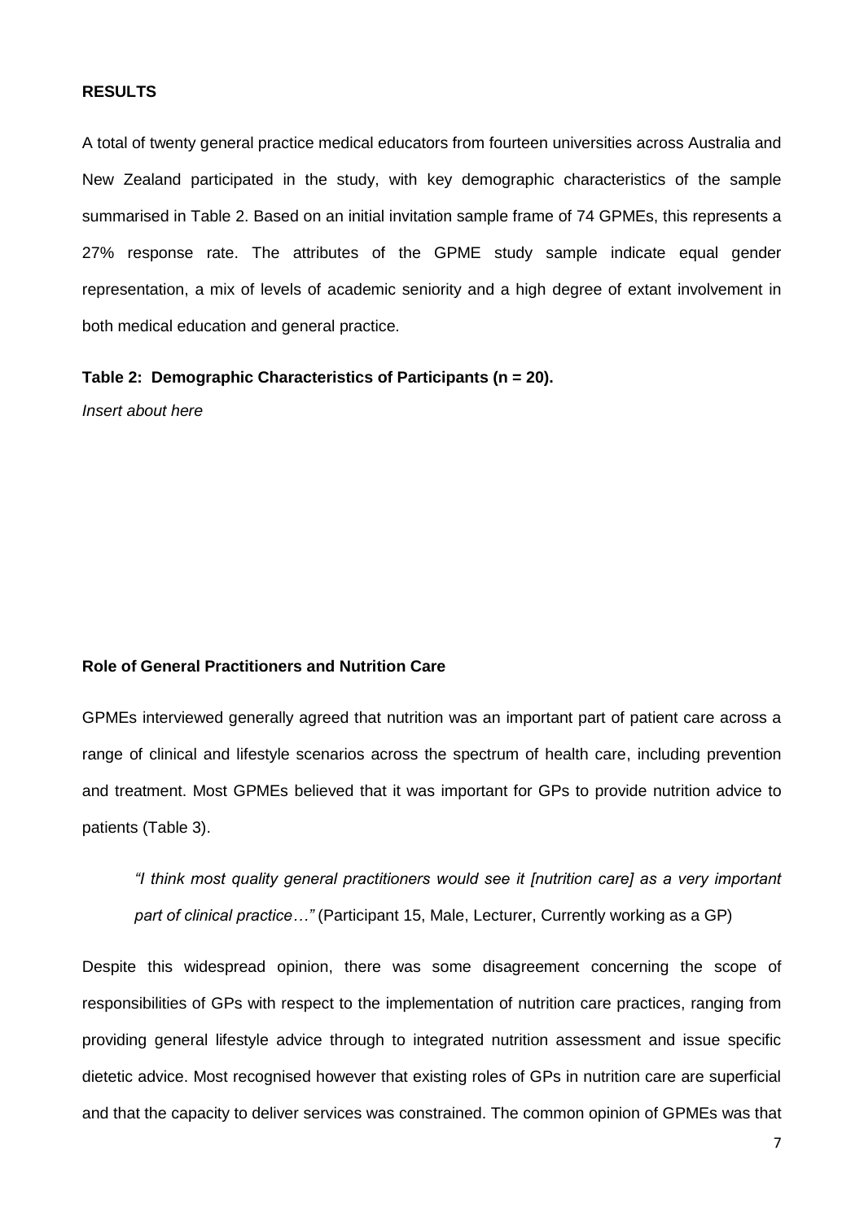**RESULTS**

A total of twenty general practice medical educators from fourteen universities across Australia and New Zealand participated in the study, with key demographic characteristics of the sample summarised in Table 2. Based on an initial invitation sample frame of 74 GPMEs, this represents a 27% response rate. The attributes of the GPME study sample indicate equal gender representation, a mix of levels of academic seniority and a high degree of extant involvement in both medical education and general practice.

**Table 2: Demographic Characteristics of Participants (n = 20).**

*Insert about here*

**Role of General Practitioners and Nutrition Care**

GPMEs interviewed generally agreed that nutrition was an important part of patient care across a range of clinical and lifestyle scenarios across the spectrum of health care, including prevention and treatment. Most GPMEs believed that it was important for GPs to provide nutrition advice to patients (Table 3).

> *"I think most quality general practitioners would see it [nutrition care] as a very important part of clinical practice…"* (Participant 15, Male, Lecturer, Currently working as a GP)

Despite this widespread opinion, there was some disagreement concerning the scope of responsibilities of GPs with respect to the implementation of nutrition care practices, ranging from providing general lifestyle advice through to integrated nutrition assessment and issue specific dietetic advice. Most recognised however that existing roles of GPs in nutrition care are superficial and that the capacity to deliver services was constrained. The common opinion of GPMEs was that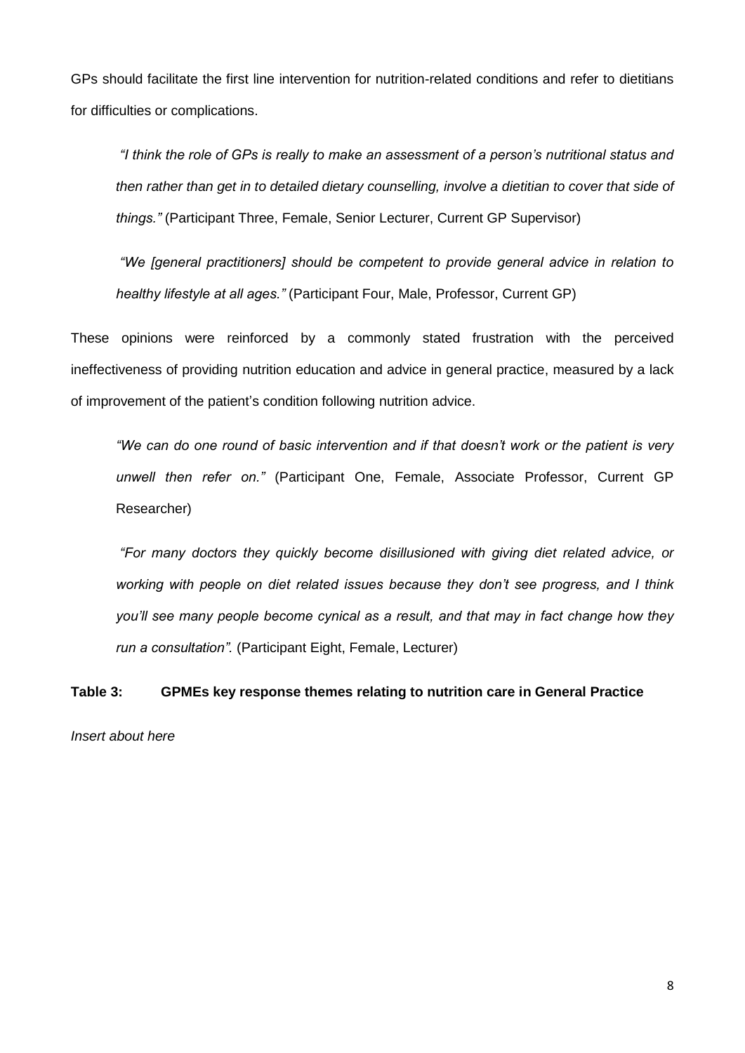GPs should facilitate the first line intervention for nutrition-related conditions and refer to dietitians for difficulties or complications.

> *"I think the role of GPs is really to make an assessment of a person's nutritional status and then rather than get in to detailed dietary counselling, involve a dietitian to cover that side of things."* (Participant Three, Female, Senior Lecturer, Current GP Supervisor)

> *"We [general practitioners] should be competent to provide general advice in relation to healthy lifestyle at all ages."* (Participant Four, Male, Professor, Current GP)

These opinions were reinforced by a commonly stated frustration with the perceived ineffectiveness of providing nutrition education and advice in general practice, measured by a lack of improvement of the patient's condition following nutrition advice.

> *"We can do one round of basic intervention and if that doesn't work or the patient is very unwell then refer on."* (Participant One, Female, Associate Professor, Current GP Researcher)

> *"For many doctors they quickly become disillusioned with giving diet related advice, or working with people on diet related issues because they don't see progress, and I think you'll see many people become cynical as a result, and that may in fact change how they run a consultation".* (Participant Eight, Female, Lecturer)

**Table 3: GPMEs key response themes relating to nutrition care in General Practice**

*Insert about here*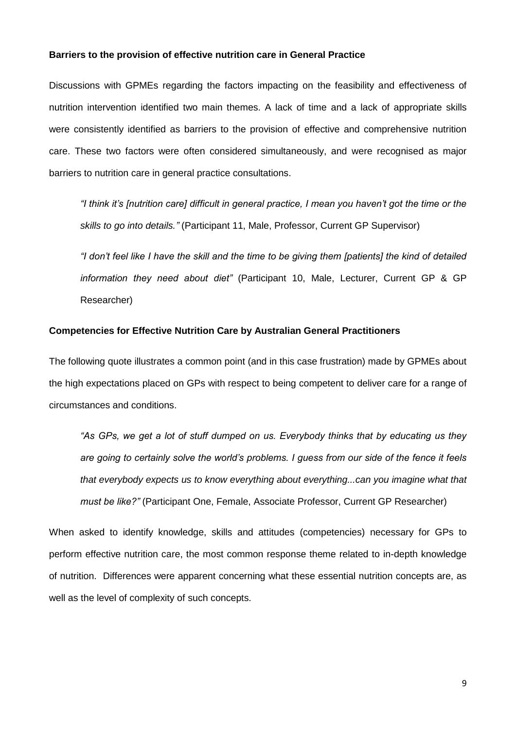**Barriers to the provision of effective nutrition care in General Practice**

Discussions with GPMEs regarding the factors impacting on the feasibility and effectiveness of nutrition intervention identified two main themes. A lack of time and a lack of appropriate skills were consistently identified as barriers to the provision of effective and comprehensive nutrition care. These two factors were often considered simultaneously, and were recognised as major barriers to nutrition care in general practice consultations.

> *"I think it's [nutrition care] difficult in general practice, I mean you haven't got the time or the skills to go into details."* (Participant 11, Male, Professor, Current GP Supervisor)

> *"I don't feel like I have the skill and the time to be giving them [patients] the kind of detailed information they need about diet"* (Participant 10, Male, Lecturer, Current GP & GP Researcher)

**Competencies for Effective Nutrition Care by Australian General Practitioners**

The following quote illustrates a common point (and in this case frustration) made by GPMEs about the high expectations placed on GPs with respect to being competent to deliver care for a range of circumstances and conditions.

> *"As GPs, we get a lot of stuff dumped on us. Everybody thinks that by educating us they are going to certainly solve the world's problems. I guess from our side of the fence it feels that everybody expects us to know everything about everything...can you imagine what that must be like?"* (Participant One, Female, Associate Professor, Current GP Researcher)

When asked to identify knowledge, skills and attitudes (competencies) necessary for GPs to perform effective nutrition care, the most common response theme related to in-depth knowledge of nutrition. Differences were apparent concerning what these essential nutrition concepts are, as well as the level of complexity of such concepts.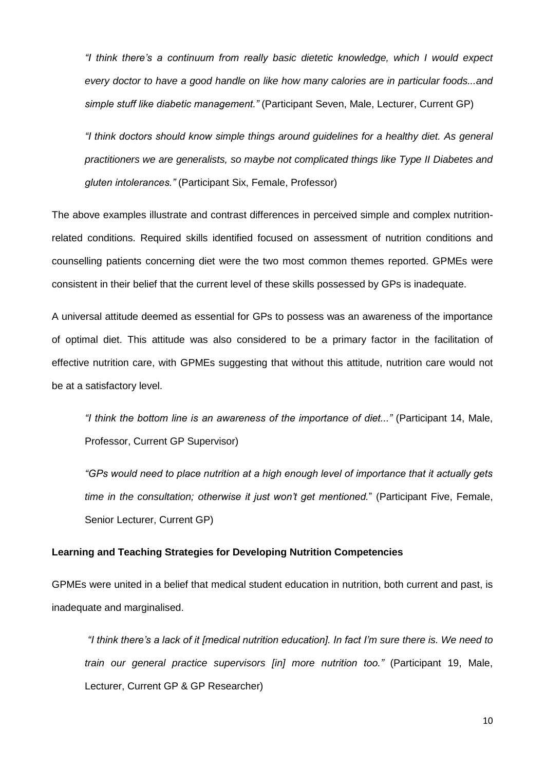> *"I think there's a continuum from really basic dietetic knowledge, which I would expect every doctor to have a good handle on like how many calories are in particular foods...and simple stuff like diabetic management."* (Participant Seven, Male, Lecturer, Current GP)

> *"I think doctors should know simple things around guidelines for a healthy diet. As general practitioners we are generalists, so maybe not complicated things like Type II Diabetes and gluten intolerances."* (Participant Six, Female, Professor)

The above examples illustrate and contrast differences in perceived simple and complex nutrition-related conditions. Required skills identified focused on assessment of nutrition conditions and counselling patients concerning diet were the two most common themes reported. GPMEs were consistent in their belief that the current level of these skills possessed by GPs is inadequate.

A universal attitude deemed as essential for GPs to possess was an awareness of the importance of optimal diet. This attitude was also considered to be a primary factor in the facilitation of effective nutrition care, with GPMEs suggesting that without this attitude, nutrition care would not be at a satisfactory level.

> *"I think the bottom line is an awareness of the importance of diet..."* (Participant 14, Male, Professor, Current GP Supervisor)

> *"GPs would need to place nutrition at a high enough level of importance that it actually gets time in the consultation; otherwise it just won't get mentioned."* (Participant Five, Female, Senior Lecturer, Current GP)

**Learning and Teaching Strategies for Developing Nutrition Competencies**

GPMEs were united in a belief that medical student education in nutrition, both current and past, is inadequate and marginalised.

> *"I think there's a lack of it [medical nutrition education]. In fact I'm sure there is. We need to train our general practice supervisors [in] more nutrition too."* (Participant 19, Male, Lecturer, Current GP & GP Researcher)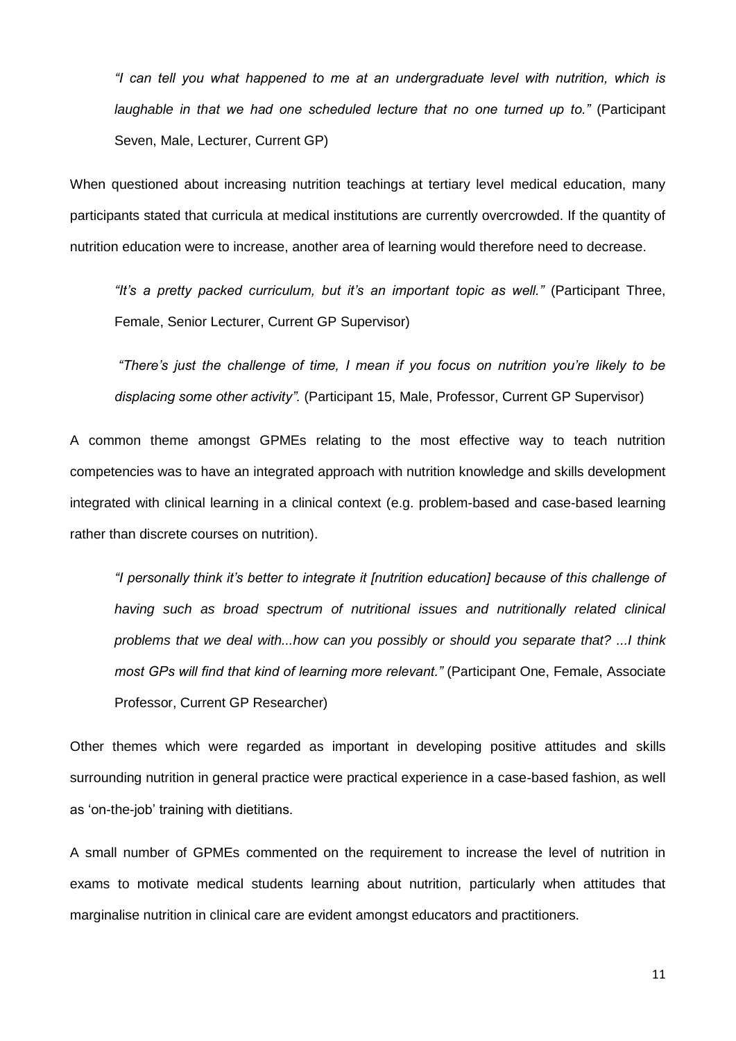*"I can tell you what happened to me at an undergraduate level with nutrition, which is laughable in that we had one scheduled lecture that no one turned up to."* (Participant Seven, Male, Lecturer, Current GP)

When questioned about increasing nutrition teachings at tertiary level medical education, many participants stated that curricula at medical institutions are currently overcrowded. If the quantity of nutrition education were to increase, another area of learning would therefore need to decrease.

*"It's a pretty packed curriculum, but it's an important topic as well."* (Participant Three, Female, Senior Lecturer, Current GP Supervisor)

*"There's just the challenge of time, I mean if you focus on nutrition you're likely to be displacing some other activity".* (Participant 15, Male, Professor, Current GP Supervisor)

A common theme amongst GPMEs relating to the most effective way to teach nutrition competencies was to have an integrated approach with nutrition knowledge and skills development integrated with clinical learning in a clinical context (e.g. problem-based and case-based learning rather than discrete courses on nutrition).

*"I personally think it's better to integrate it [nutrition education] because of this challenge of having such as broad spectrum of nutritional issues and nutritionally related clinical problems that we deal with...how can you possibly or should you separate that? ...I think most GPs will find that kind of learning more relevant."* (Participant One, Female, Associate Professor, Current GP Researcher)

Other themes which were regarded as important in developing positive attitudes and skills surrounding nutrition in general practice were practical experience in a case-based fashion, as well as 'on-the-job' training with dietitians.

A small number of GPMEs commented on the requirement to increase the level of nutrition in exams to motivate medical students learning about nutrition, particularly when attitudes that marginalise nutrition in clinical care are evident amongst educators and practitioners.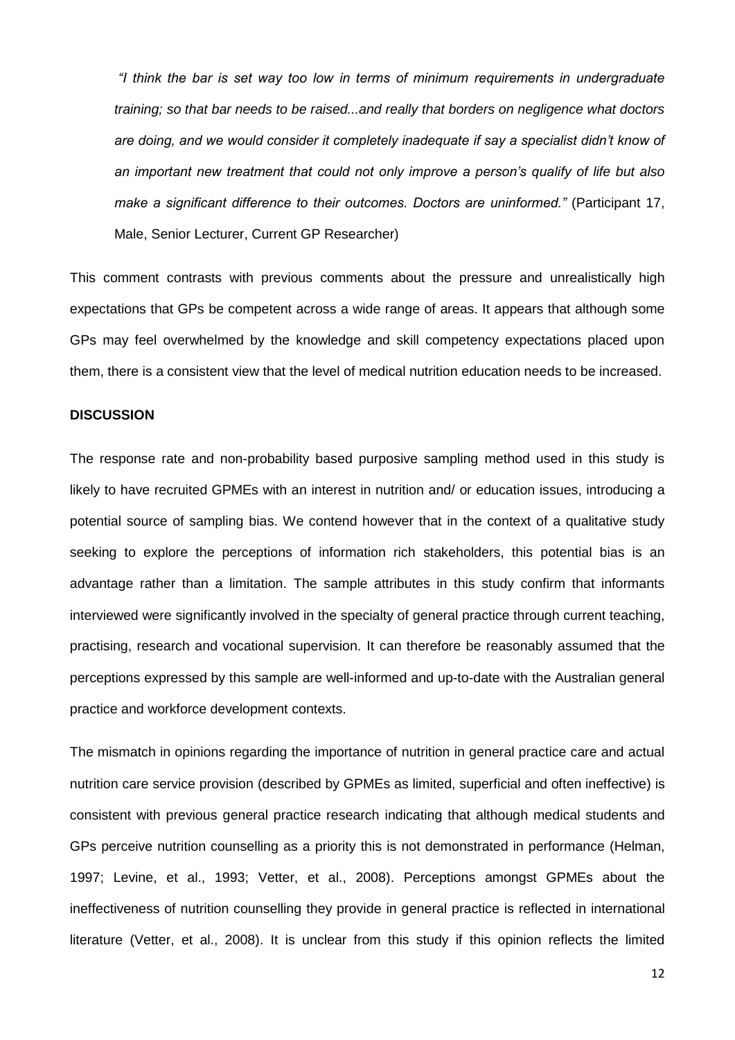> *"I think the bar is set way too low in terms of minimum requirements in undergraduate training; so that bar needs to be raised...and really that borders on negligence what doctors are doing, and we would consider it completely inadequate if say a specialist didn't know of an important new treatment that could not only improve a person's qualify of life but also make a significant difference to their outcomes. Doctors are uninformed."* (Participant 17, Male, Senior Lecturer, Current GP Researcher)

This comment contrasts with previous comments about the pressure and unrealistically high expectations that GPs be competent across a wide range of areas. It appears that although some GPs may feel overwhelmed by the knowledge and skill competency expectations placed upon them, there is a consistent view that the level of medical nutrition education needs to be increased.

## DISCUSSION

The response rate and non-probability based purposive sampling method used in this study is likely to have recruited GPMEs with an interest in nutrition and/ or education issues, introducing a potential source of sampling bias. We contend however that in the context of a qualitative study seeking to explore the perceptions of information rich stakeholders, this potential bias is an advantage rather than a limitation. The sample attributes in this study confirm that informants interviewed were significantly involved in the specialty of general practice through current teaching, practising, research and vocational supervision. It can therefore be reasonably assumed that the perceptions expressed by this sample are well-informed and up-to-date with the Australian general practice and workforce development contexts.

The mismatch in opinions regarding the importance of nutrition in general practice care and actual nutrition care service provision (described by GPMEs as limited, superficial and often ineffective) is consistent with previous general practice research indicating that although medical students and GPs perceive nutrition counselling as a priority this is not demonstrated in performance (Helman, 1997; Levine, et al., 1993; Vetter, et al., 2008). Perceptions amongst GPMEs about the ineffectiveness of nutrition counselling they provide in general practice is reflected in international literature (Vetter, et al., 2008). It is unclear from this study if this opinion reflects the limited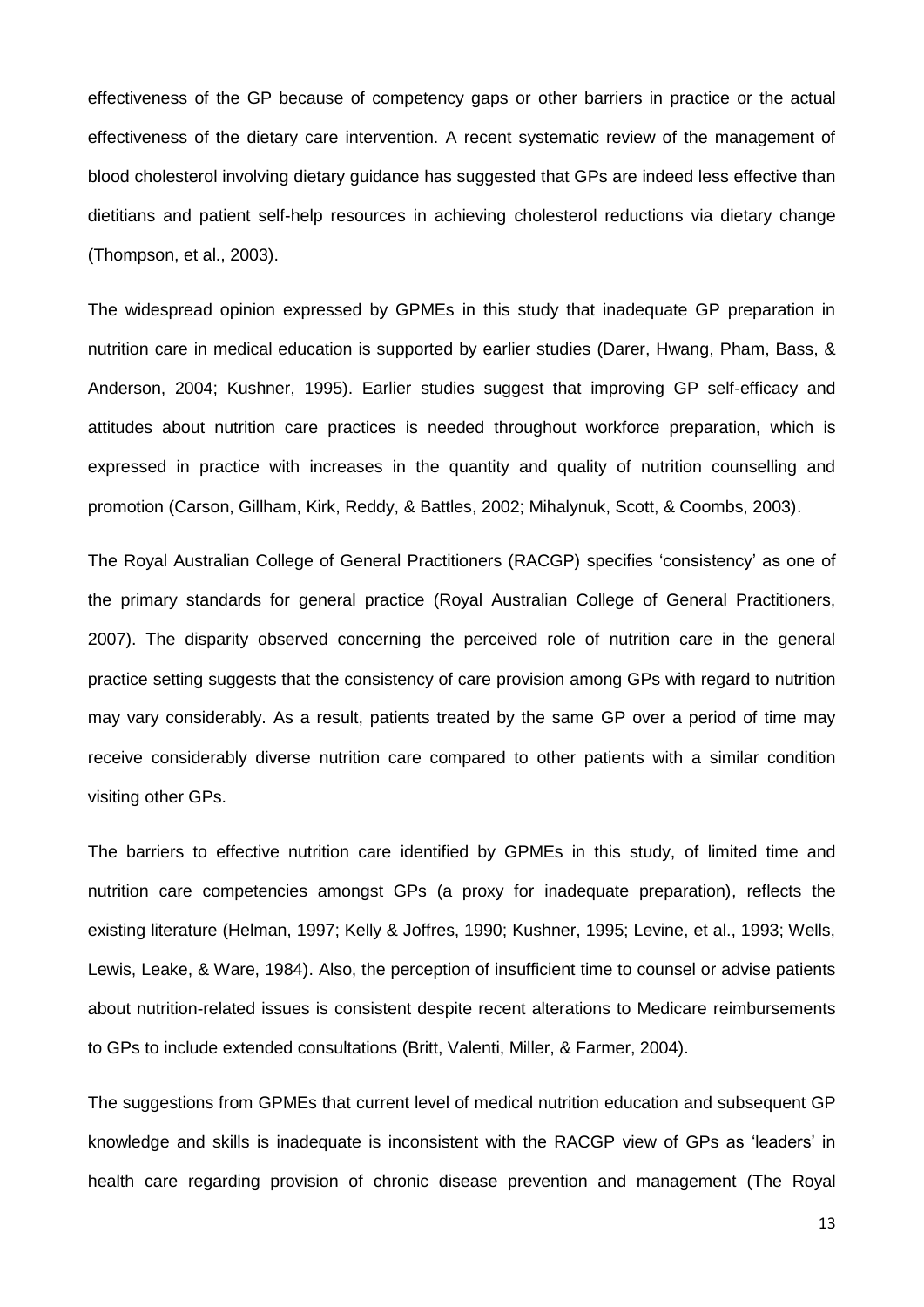effectiveness of the GP because of competency gaps or other barriers in practice or the actual effectiveness of the dietary care intervention. A recent systematic review of the management of blood cholesterol involving dietary guidance has suggested that GPs are indeed less effective than dietitians and patient self-help resources in achieving cholesterol reductions via dietary change (Thompson, et al., 2003).

The widespread opinion expressed by GPMEs in this study that inadequate GP preparation in nutrition care in medical education is supported by earlier studies (Darer, Hwang, Pham, Bass, & Anderson, 2004; Kushner, 1995). Earlier studies suggest that improving GP self-efficacy and attitudes about nutrition care practices is needed throughout workforce preparation, which is expressed in practice with increases in the quantity and quality of nutrition counselling and promotion (Carson, Gillham, Kirk, Reddy, & Battles, 2002; Mihalynuk, Scott, & Coombs, 2003).

The Royal Australian College of General Practitioners (RACGP) specifies 'consistency' as one of the primary standards for general practice (Royal Australian College of General Practitioners, 2007). The disparity observed concerning the perceived role of nutrition care in the general practice setting suggests that the consistency of care provision among GPs with regard to nutrition may vary considerably. As a result, patients treated by the same GP over a period of time may receive considerably diverse nutrition care compared to other patients with a similar condition visiting other GPs.

The barriers to effective nutrition care identified by GPMEs in this study, of limited time and nutrition care competencies amongst GPs (a proxy for inadequate preparation), reflects the existing literature (Helman, 1997; Kelly & Joffres, 1990; Kushner, 1995; Levine, et al., 1993; Wells, Lewis, Leake, & Ware, 1984). Also, the perception of insufficient time to counsel or advise patients about nutrition-related issues is consistent despite recent alterations to Medicare reimbursements to GPs to include extended consultations (Britt, Valenti, Miller, & Farmer, 2004).

The suggestions from GPMEs that current level of medical nutrition education and subsequent GP knowledge and skills is inadequate is inconsistent with the RACGP view of GPs as 'leaders' in health care regarding provision of chronic disease prevention and management (The Royal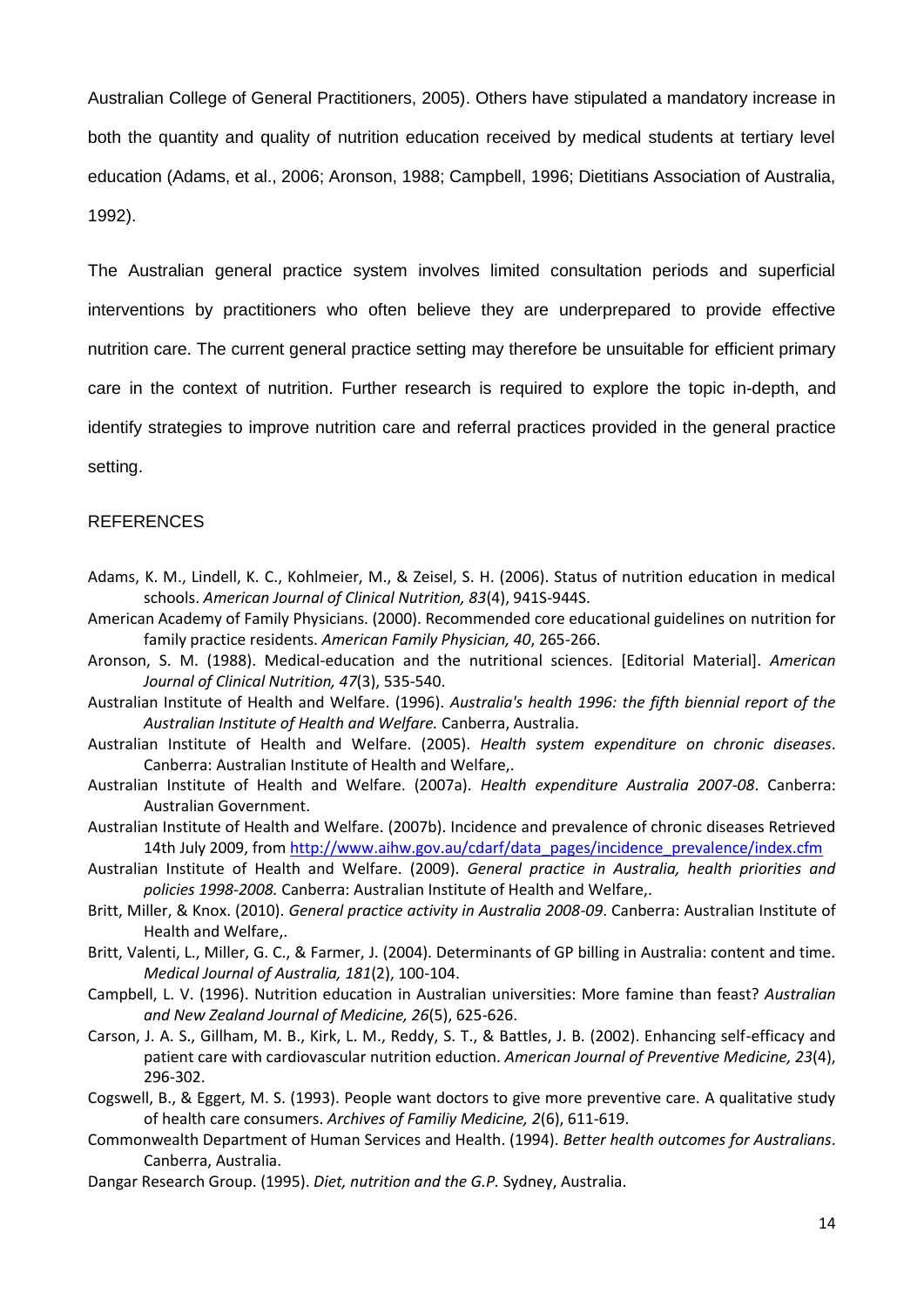Australian College of General Practitioners, 2005). Others have stipulated a mandatory increase in both the quantity and quality of nutrition education received by medical students at tertiary level education (Adams, et al., 2006; Aronson, 1988; Campbell, 1996; Dietitians Association of Australia, 1992).

The Australian general practice system involves limited consultation periods and superficial interventions by practitioners who often believe they are underprepared to provide effective nutrition care. The current general practice setting may therefore be unsuitable for efficient primary care in the context of nutrition. Further research is required to explore the topic in-depth, and identify strategies to improve nutrition care and referral practices provided in the general practice setting.

## REFERENCES

Adams, K. M., Lindell, K. C., Kohlmeier, M., & Zeisel, S. H. (2006). Status of nutrition education in medical schools. *American Journal of Clinical Nutrition, 83*(4), 941S-944S.

American Academy of Family Physicians. (2000). Recommended core educational guidelines on nutrition for family practice residents. *American Family Physician, 40*, 265-266.

Aronson, S. M. (1988). Medical-education and the nutritional sciences. [Editorial Material]. *American Journal of Clinical Nutrition, 47*(3), 535-540.

Australian Institute of Health and Welfare. (1996). *Australia's health 1996: the fifth biennial report of the Australian Institute of Health and Welfare.* Canberra, Australia.

Australian Institute of Health and Welfare. (2005). *Health system expenditure on chronic diseases*. Canberra: Australian Institute of Health and Welfare,.

Australian Institute of Health and Welfare. (2007a). *Health expenditure Australia 2007-08*. Canberra: Australian Government.

Australian Institute of Health and Welfare. (2007b). Incidence and prevalence of chronic diseases Retrieved 14th July 2009, from http://www.aihw.gov.au/cdarf/data_pages/incidence_prevalence/index.cfm

Australian Institute of Health and Welfare. (2009). *General practice in Australia, health priorities and policies 1998-2008.* Canberra: Australian Institute of Health and Welfare,.

Britt, Miller, & Knox. (2010). *General practice activity in Australia 2008-09*. Canberra: Australian Institute of Health and Welfare,.

Britt, Valenti, L., Miller, G. C., & Farmer, J. (2004). Determinants of GP billing in Australia: content and time. *Medical Journal of Australia, 181*(2), 100-104.

Campbell, L. V. (1996). Nutrition education in Australian universities: More famine than feast? *Australian and New Zealand Journal of Medicine, 26*(5), 625-626.

Carson, J. A. S., Gillham, M. B., Kirk, L. M., Reddy, S. T., & Battles, J. B. (2002). Enhancing self-efficacy and patient care with cardiovascular nutrition eduction. *American Journal of Preventive Medicine, 23*(4), 296-302.

Cogswell, B., & Eggert, M. S. (1993). People want doctors to give more preventive care. A qualitative study of health care consumers. *Archives of Familiy Medicine, 2*(6), 611-619.

Commonwealth Department of Human Services and Health. (1994). *Better health outcomes for Australians*. Canberra, Australia.

Dangar Research Group. (1995). *Diet, nutrition and the G.P.* Sydney, Australia.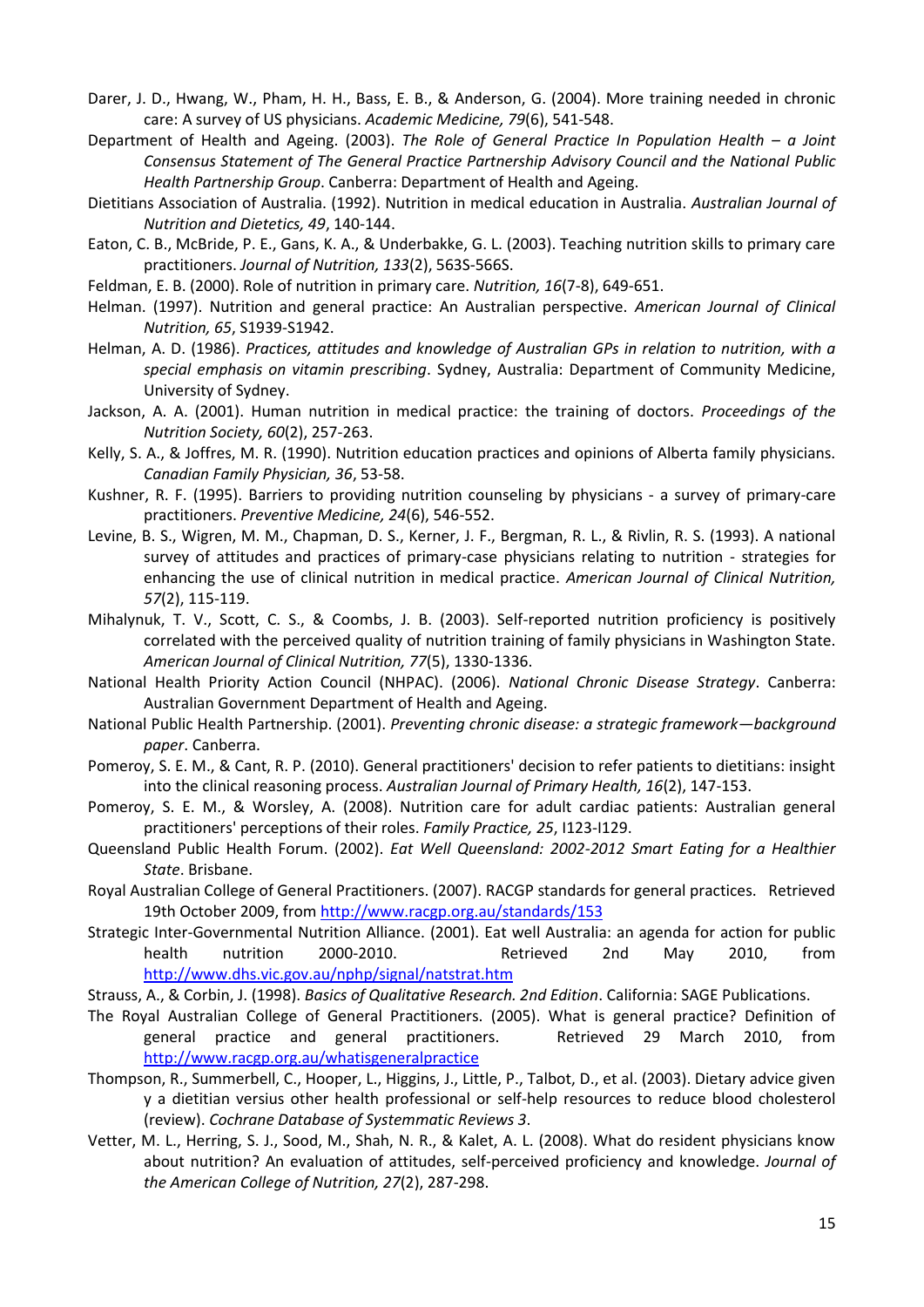Darer, J. D., Hwang, W., Pham, H. H., Bass, E. B., & Anderson, G. (2004). More training needed in chronic care: A survey of US physicians. *Academic Medicine, 79*(6), 541-548.

Department of Health and Ageing. (2003). *The Role of General Practice In Population Health – a Joint Consensus Statement of The General Practice Partnership Advisory Council and the National Public Health Partnership Group*. Canberra: Department of Health and Ageing.

Dietitians Association of Australia. (1992). Nutrition in medical education in Australia. *Australian Journal of Nutrition and Dietetics, 49*, 140-144.

Eaton, C. B., McBride, P. E., Gans, K. A., & Underbakke, G. L. (2003). Teaching nutrition skills to primary care practitioners. *Journal of Nutrition, 133*(2), 563S-566S.

Feldman, E. B. (2000). Role of nutrition in primary care. *Nutrition, 16*(7-8), 649-651.

Helman. (1997). Nutrition and general practice: An Australian perspective. *American Journal of Clinical Nutrition, 65*, S1939-S1942.

Helman, A. D. (1986). *Practices, attitudes and knowledge of Australian GPs in relation to nutrition, with a special emphasis on vitamin prescribing*. Sydney, Australia: Department of Community Medicine, University of Sydney.

Jackson, A. A. (2001). Human nutrition in medical practice: the training of doctors. *Proceedings of the Nutrition Society, 60*(2), 257-263.

Kelly, S. A., & Joffres, M. R. (1990). Nutrition education practices and opinions of Alberta family physicians. *Canadian Family Physician, 36*, 53-58.

Kushner, R. F. (1995). Barriers to providing nutrition counseling by physicians - a survey of primary-care practitioners. *Preventive Medicine, 24*(6), 546-552.

Levine, B. S., Wigren, M. M., Chapman, D. S., Kerner, J. F., Bergman, R. L., & Rivlin, R. S. (1993). A national survey of attitudes and practices of primary-case physicians relating to nutrition - strategies for enhancing the use of clinical nutrition in medical practice. *American Journal of Clinical Nutrition, 57*(2), 115-119.

Mihalynuk, T. V., Scott, C. S., & Coombs, J. B. (2003). Self-reported nutrition proficiency is positively correlated with the perceived quality of nutrition training of family physicians in Washington State. *American Journal of Clinical Nutrition, 77*(5), 1330-1336.

National Health Priority Action Council (NHPAC). (2006). *National Chronic Disease Strategy*. Canberra: Australian Government Department of Health and Ageing.

National Public Health Partnership. (2001). *Preventing chronic disease: a strategic framework—background paper*. Canberra.

Pomeroy, S. E. M., & Cant, R. P. (2010). General practitioners' decision to refer patients to dietitians: insight into the clinical reasoning process. *Australian Journal of Primary Health, 16*(2), 147-153.

Pomeroy, S. E. M., & Worsley, A. (2008). Nutrition care for adult cardiac patients: Australian general practitioners' perceptions of their roles. *Family Practice, 25*, I123-I129.

Queensland Public Health Forum. (2002). *Eat Well Queensland: 2002-2012 Smart Eating for a Healthier State*. Brisbane.

Royal Australian College of General Practitioners. (2007). RACGP standards for general practices. Retrieved 19th October 2009, from http://www.racgp.org.au/standards/153

Strategic Inter-Governmental Nutrition Alliance. (2001). Eat well Australia: an agenda for action for public health nutrition 2000-2010. Retrieved 2nd May 2010, from http://www.dhs.vic.gov.au/nphp/signal/natstrat.htm

Strauss, A., & Corbin, J. (1998). *Basics of Qualitative Research. 2nd Edition*. California: SAGE Publications.

The Royal Australian College of General Practitioners. (2005). What is general practice? Definition of general practice and general practitioners. Retrieved 29 March 2010, from http://www.racgp.org.au/whatisgeneralpractice

Thompson, R., Summerbell, C., Hooper, L., Higgins, J., Little, P., Talbot, D., et al. (2003). Dietary advice given y a dietitian versius other health professional or self-help resources to reduce blood cholesterol (review). *Cochrane Database of Systemmatic Reviews 3*.

Vetter, M. L., Herring, S. J., Sood, M., Shah, N. R., & Kalet, A. L. (2008). What do resident physicians know about nutrition? An evaluation of attitudes, self-perceived proficiency and knowledge. *Journal of the American College of Nutrition, 27*(2), 287-298.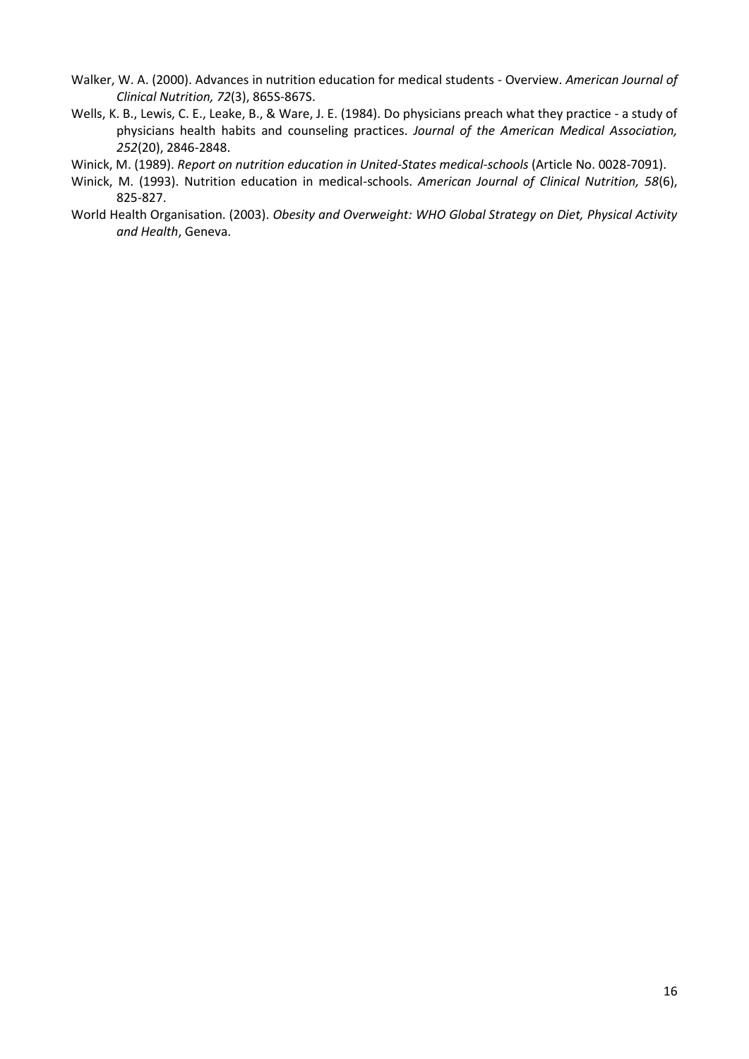Walker, W. A. (2000). Advances in nutrition education for medical students - Overview. *American Journal of Clinical Nutrition, 72*(3), 865S-867S.

Wells, K. B., Lewis, C. E., Leake, B., & Ware, J. E. (1984). Do physicians preach what they practice - a study of physicians health habits and counseling practices. *Journal of the American Medical Association, 252*(20), 2846-2848.

Winick, M. (1989). *Report on nutrition education in United-States medical-schools* (Article No. 0028-7091).

Winick, M. (1993). Nutrition education in medical-schools. *American Journal of Clinical Nutrition, 58*(6), 825-827.

World Health Organisation. (2003). *Obesity and Overweight: WHO Global Strategy on Diet, Physical Activity and Health*, Geneva.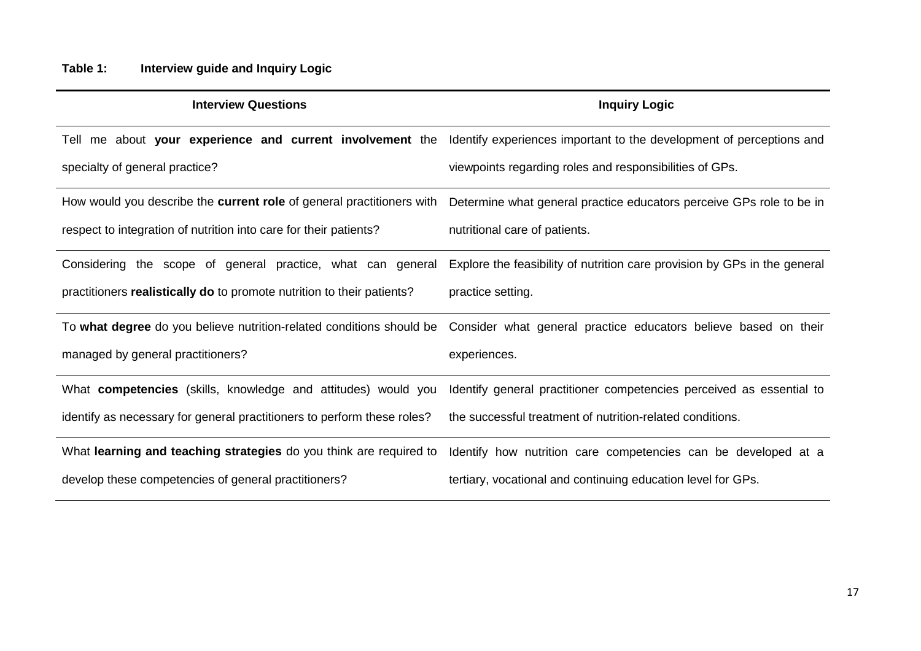**Table 1: Interview guide and Inquiry Logic**

| Interview Questions | Inquiry Logic |
|---|---|
| Tell me about **your experience and current involvement** the specialty of general practice? | Identify experiences important to the development of perceptions and viewpoints regarding roles and responsibilities of GPs. |
| How would you describe the **current role** of general practitioners with respect to integration of nutrition into care for their patients? | Determine what general practice educators perceive GPs role to be in nutritional care of patients. |
| Considering the scope of general practice, what can general practitioners **realistically do** to promote nutrition to their patients? | Explore the feasibility of nutrition care provision by GPs in the general practice setting. |
| To **what degree** do you believe nutrition-related conditions should be managed by general practitioners? | Consider what general practice educators believe based on their experiences. |
| What **competencies** (skills, knowledge and attitudes) would you identify as necessary for general practitioners to perform these roles? | Identify general practitioner competencies perceived as essential to the successful treatment of nutrition-related conditions. |
| What **learning and teaching strategies** do you think are required to develop these competencies of general practitioners? | Identify how nutrition care competencies can be developed at a tertiary, vocational and continuing education level for GPs. |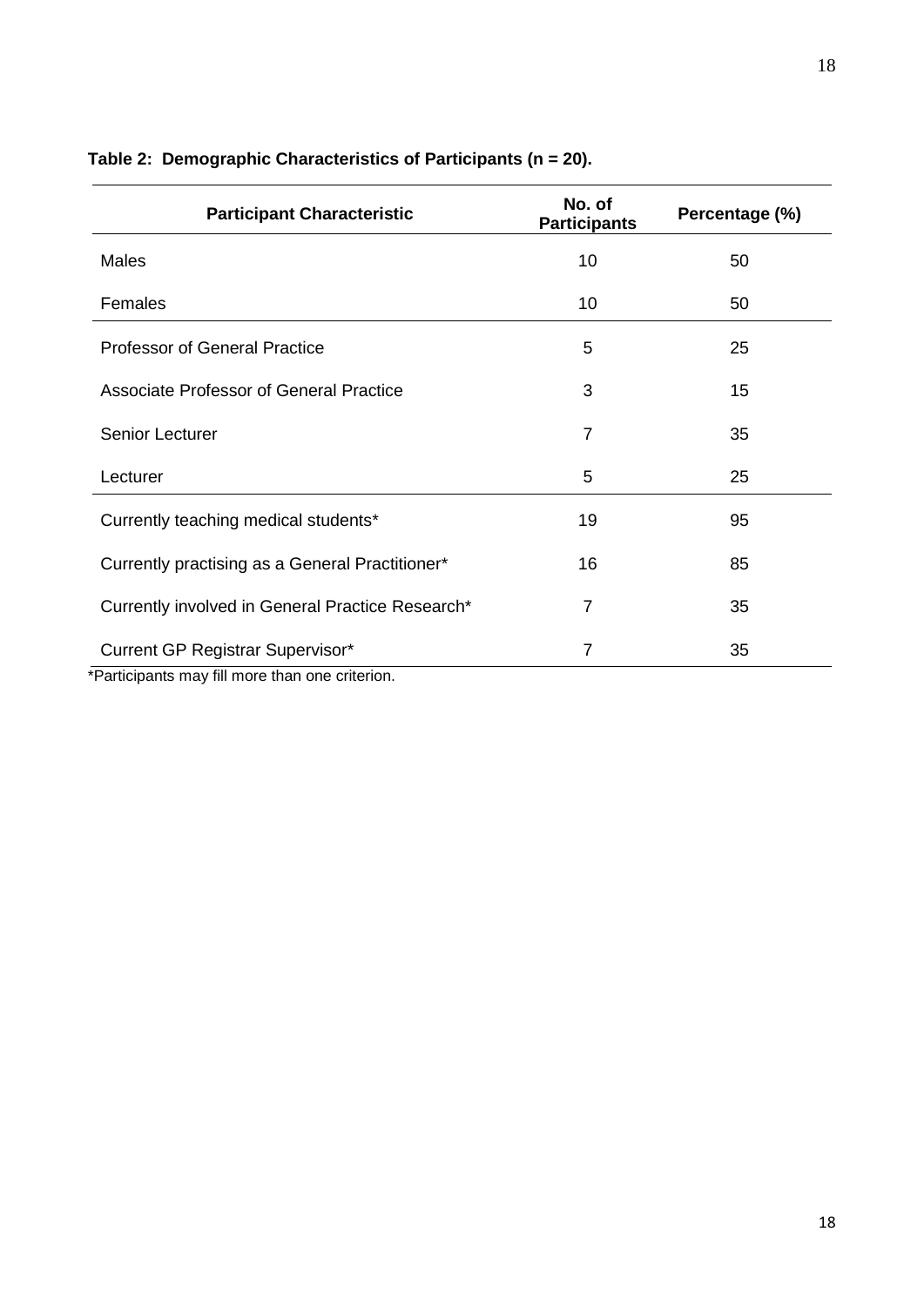**Table 2: Demographic Characteristics of Participants (n = 20).**

| Participant Characteristic | No. of Participants | Percentage (%) |
|---|---|---|
| Males | 10 | 50 |
| Females | 10 | 50 |
| Professor of General Practice | 5 | 25 |
| Associate Professor of General Practice | 3 | 15 |
| Senior Lecturer | 7 | 35 |
| Lecturer | 5 | 25 |
| Currently teaching medical students* | 19 | 95 |
| Currently practising as a General Practitioner* | 16 | 85 |
| Currently involved in General Practice Research* | 7 | 35 |
| Current GP Registrar Supervisor* | 7 | 35 |

*Participants may fill more than one criterion.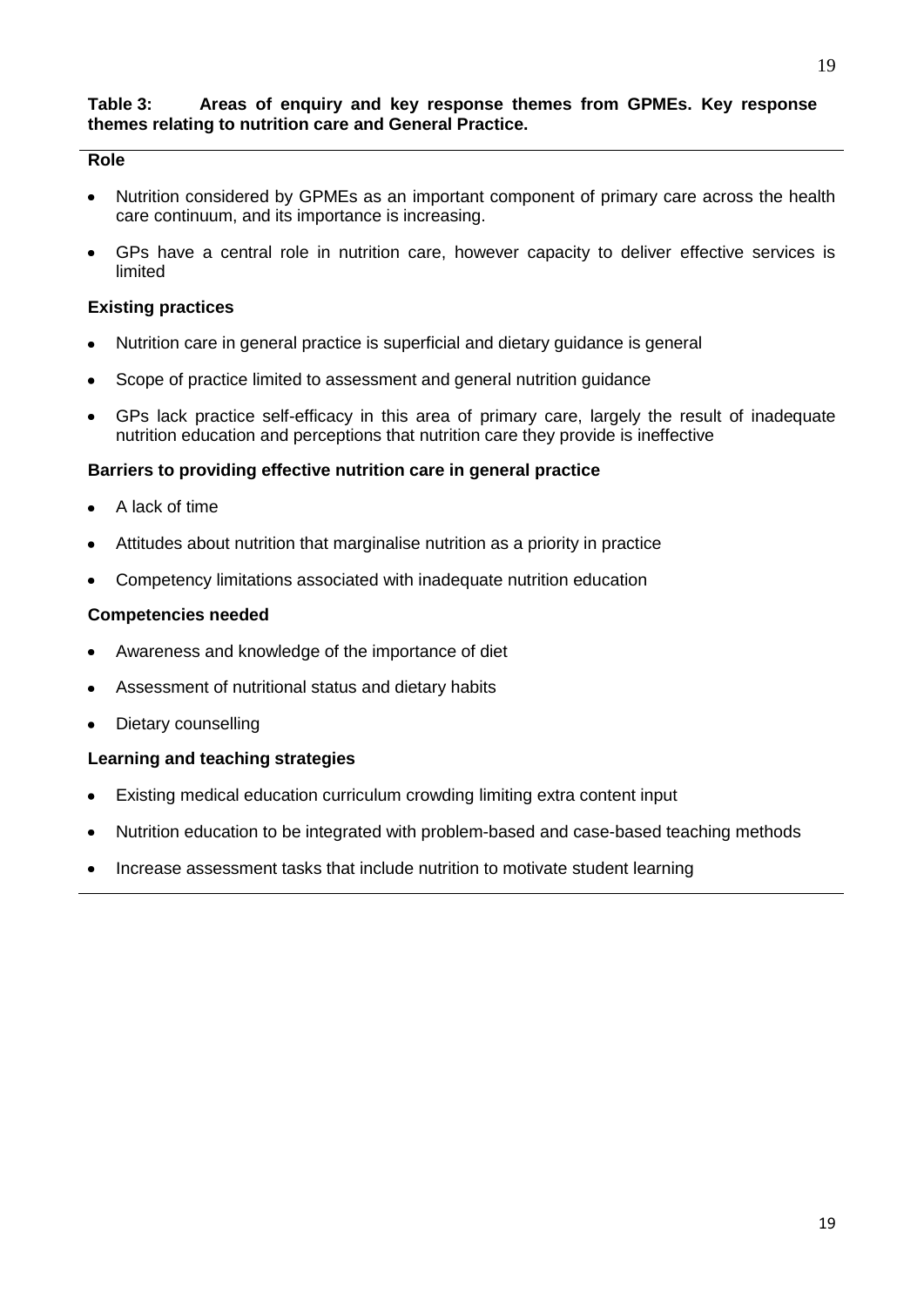**Table 3: Areas of enquiry and key response themes from GPMEs. Key response themes relating to nutrition care and General Practice.**

**Role**

- Nutrition considered by GPMEs as an important component of primary care across the health care continuum, and its importance is increasing.
- GPs have a central role in nutrition care, however capacity to deliver effective services is limited

**Existing practices**

- Nutrition care in general practice is superficial and dietary guidance is general
- Scope of practice limited to assessment and general nutrition guidance
- GPs lack practice self-efficacy in this area of primary care, largely the result of inadequate nutrition education and perceptions that nutrition care they provide is ineffective

**Barriers to providing effective nutrition care in general practice**

- A lack of time
- Attitudes about nutrition that marginalise nutrition as a priority in practice
- Competency limitations associated with inadequate nutrition education

**Competencies needed**

- Awareness and knowledge of the importance of diet
- Assessment of nutritional status and dietary habits
- Dietary counselling

**Learning and teaching strategies**

- Existing medical education curriculum crowding limiting extra content input
- Nutrition education to be integrated with problem-based and case-based teaching methods
- Increase assessment tasks that include nutrition to motivate student learning